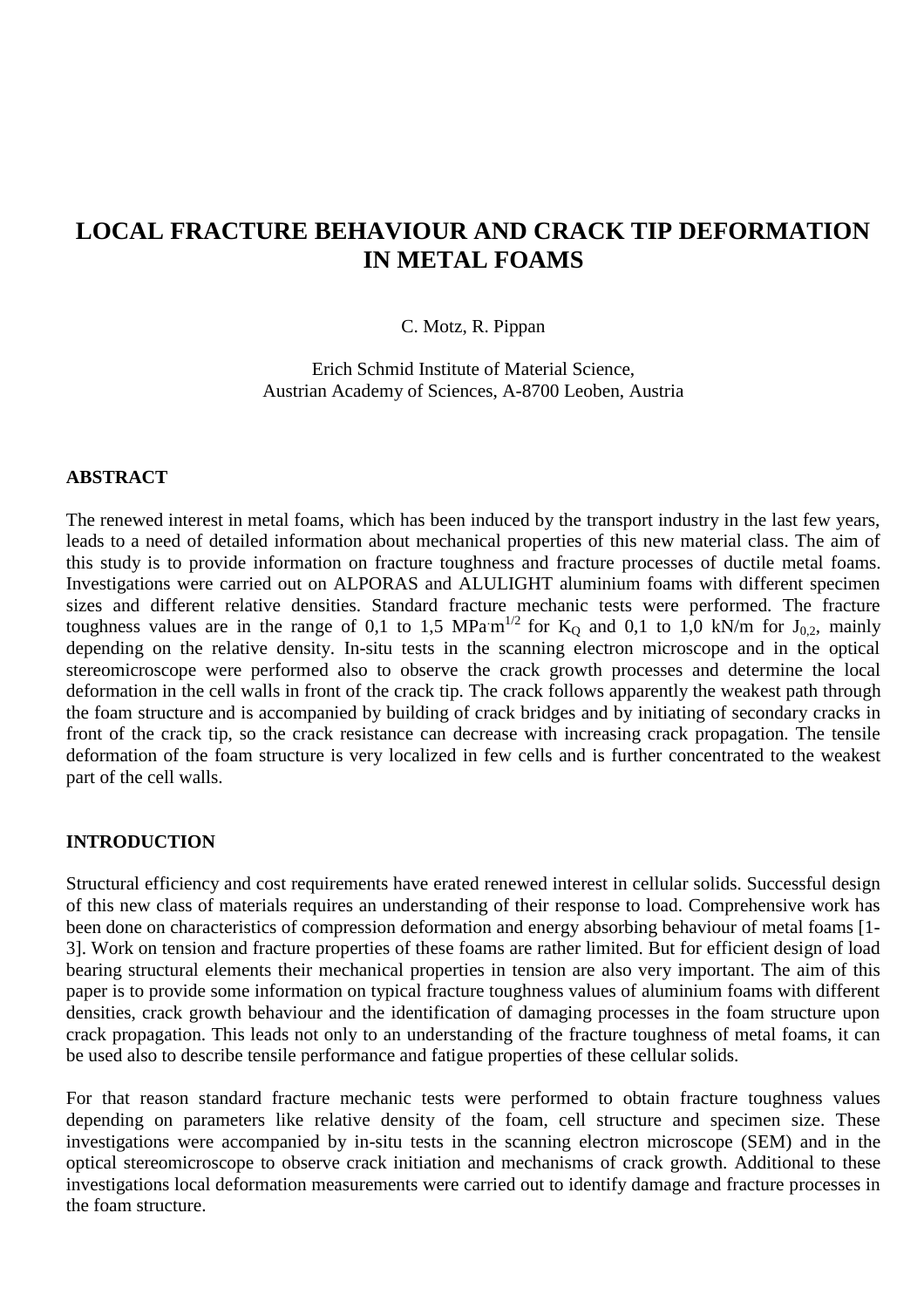# LOCAL FRACTURE BEHAVIOUR AND CRACK TIP DEFORMATION IN METAL FOAMS

C. Motz, R. Pippan

Erich Schmid Institute of Material Science,
Austrian Academy of Sciences, A-8700 Leoben, Austria

## ABSTRACT

The renewed interest in metal foams, which has been induced by the transport industry in the last few years, leads to a need of detailed information about mechanical properties of this new material class. The aim of this study is to provide information on fracture toughness and fracture processes of ductile metal foams. Investigations were carried out on ALPORAS and ALULIGHT aluminium foams with different specimen sizes and different relative densities. Standard fracture mechanic tests were performed. The fracture toughness values are in the range of 0,1 to 1,5 $MPa \cdot m^{1/2}$ for $K_Q$ and 0,1 to 1,0 kN/m for $J_{0,2}$, mainly depending on the relative density. In-situ tests in the scanning electron microscope and in the optical stereomicroscope were performed also to observe the crack growth processes and determine the local deformation in the cell walls in front of the crack tip. The crack follows apparently the weakest path through the foam structure and is accompanied by building of crack bridges and by initiating of secondary cracks in front of the crack tip, so the crack resistance can decrease with increasing crack propagation. The tensile deformation of the foam structure is very localized in few cells and is further concentrated to the weakest part of the cell walls.

## INTRODUCTION

Structural efficiency and cost requirements have erated renewed interest in cellular solids. Successful design of this new class of materials requires an understanding of their response to load. Comprehensive work has been done on characteristics of compression deformation and energy absorbing behaviour of metal foams [1-3]. Work on tension and fracture properties of these foams are rather limited. But for efficient design of load bearing structural elements their mechanical properties in tension are also very important. The aim of this paper is to provide some information on typical fracture toughness values of aluminium foams with different densities, crack growth behaviour and the identification of damaging processes in the foam structure upon crack propagation. This leads not only to an understanding of the fracture toughness of metal foams, it can be used also to describe tensile performance and fatigue properties of these cellular solids.

For that reason standard fracture mechanic tests were performed to obtain fracture toughness values depending on parameters like relative density of the foam, cell structure and specimen size. These investigations were accompanied by in-situ tests in the scanning electron microscope (SEM) and in the optical stereomicroscope to observe crack initiation and mechanisms of crack growth. Additional to these investigations local deformation measurements were carried out to identify damage and fracture processes in the foam structure.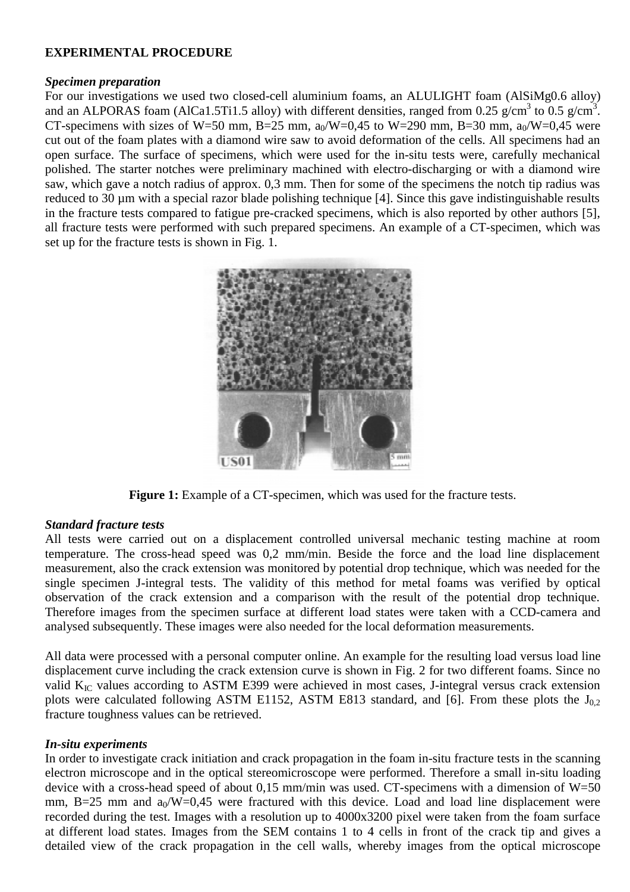## EXPERIMENTAL PROCEDURE

### *Specimen preparation*

For our investigations we used two closed-cell aluminium foams, an ALULIGHT foam (AlSiMg0.6 alloy) and an ALPORAS foam (AlCa1.5Ti1.5 alloy) with different densities, ranged from 0.25 g/cm$^3$ to 0.5 g/cm$^3$. CT-specimens with sizes of W=50 mm, B=25 mm, $a_0$/W=0,45 to W=290 mm, B=30 mm, $a_0$/W=0,45 were cut out of the foam plates with a diamond wire saw to avoid deformation of the cells. All specimens had an open surface. The surface of specimens, which were used for the in-situ tests were, carefully mechanical polished. The starter notches were preliminary machined with electro-discharging or with a diamond wire saw, which gave a notch radius of approx. 0,3 mm. Then for some of the specimens the notch tip radius was reduced to 30 µm with a special razor blade polishing technique [4]. Since this gave indistinguishable results in the fracture tests compared to fatigue pre-cracked specimens, which is also reported by other authors [5], all fracture tests were performed with such prepared specimens. An example of a CT-specimen, which was set up for the fracture tests is shown in Fig. 1.

**Figure 1:** Example of a CT-specimen, which was used for the fracture tests.

### *Standard fracture tests*

All tests were carried out on a displacement controlled universal mechanic testing machine at room temperature. The cross-head speed was 0,2 mm/min. Beside the force and the load line displacement measurement, also the crack extension was monitored by potential drop technique, which was needed for the single specimen J-integral tests. The validity of this method for metal foams was verified by optical observation of the crack extension and a comparison with the result of the potential drop technique. Therefore images from the specimen surface at different load states were taken with a CCD-camera and analysed subsequently. These images were also needed for the local deformation measurements.

All data were processed with a personal computer online. An example for the resulting load versus load line displacement curve including the crack extension curve is shown in Fig. 2 for two different foams. Since no valid $K_{IC}$ values according to ASTM E399 were achieved in most cases, J-integral versus crack extension plots were calculated following ASTM E1152, ASTM E813 standard, and [6]. From these plots the $J_{0,2}$ fracture toughness values can be retrieved.

### *In-situ experiments*

In order to investigate crack initiation and crack propagation in the foam in-situ fracture tests in the scanning electron microscope and in the optical stereomicroscope were performed. Therefore a small in-situ loading device with a cross-head speed of about 0,15 mm/min was used. CT-specimens with a dimension of W=50 mm, B=25 mm and $a_0$/W=0,45 were fractured with this device. Load and load line displacement were recorded during the test. Images with a resolution up to 4000x3200 pixel were taken from the foam surface at different load states. Images from the SEM contains 1 to 4 cells in front of the crack tip and gives a detailed view of the crack propagation in the cell walls, whereby images from the optical microscope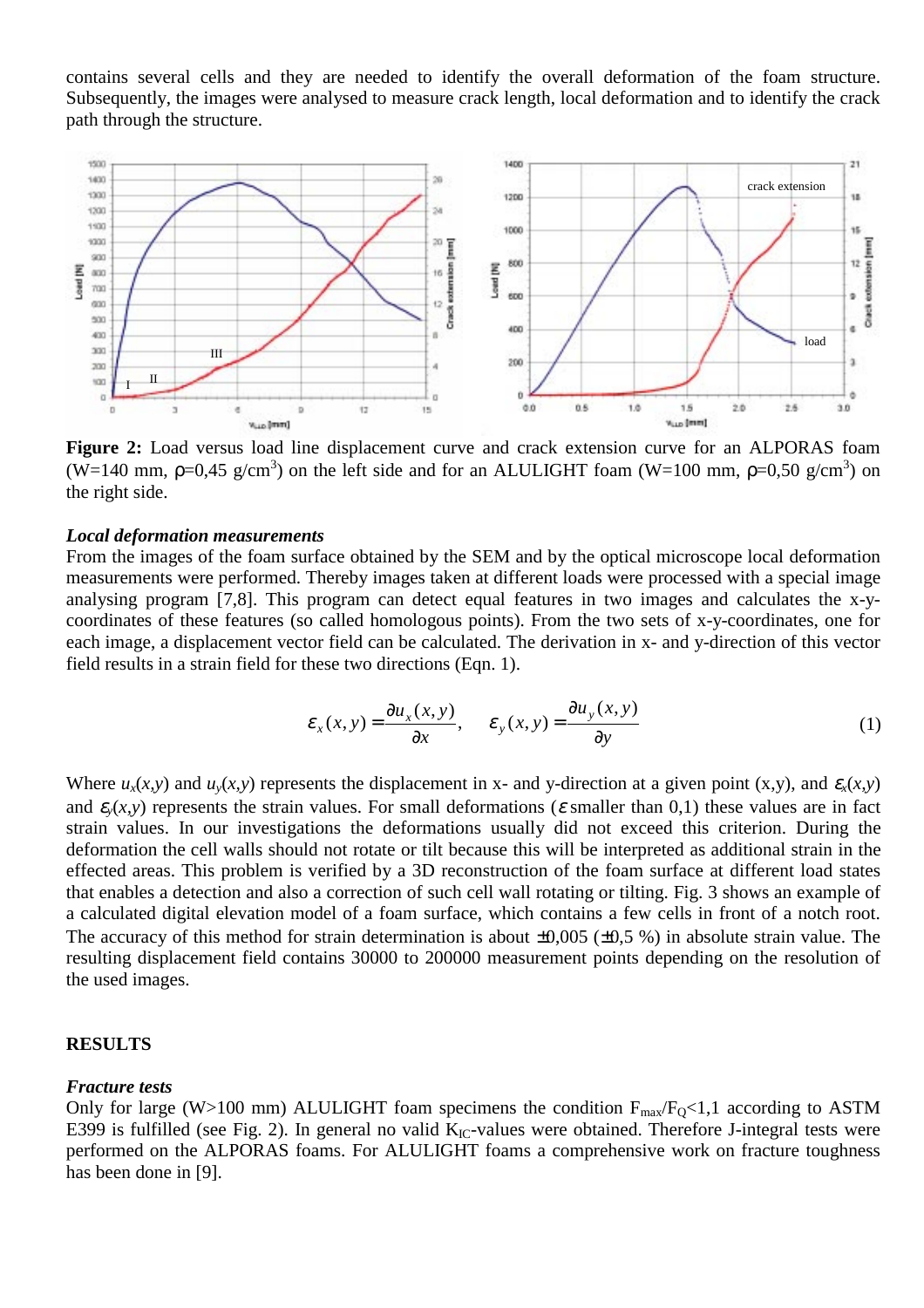contains several cells and they are needed to identify the overall deformation of the foam structure. Subsequently, the images were analysed to measure crack length, local deformation and to identify the crack path through the structure.

**Figure 2:** Load versus load line displacement curve and crack extension curve for an ALPORAS foam (W=140 mm, ρ=0,45 g/cm$^3$) on the left side and for an ALULIGHT foam (W=100 mm, ρ=0,50 g/cm$^3$) on the right side.

***Local deformation measurements***

From the images of the foam surface obtained by the SEM and by the optical microscope local deformation measurements were performed. Thereby images taken at different loads were processed with a special image analysing program [7,8]. This program can detect equal features in two images and calculates the x-y-coordinates of these features (so called homologous points). From the two sets of x-y-coordinates, one for each image, a displacement vector field can be calculated. The derivation in x- and y-direction of this vector field results in a strain field for these two directions (Eqn. 1).

$$\varepsilon_x(x,y) = \frac{\partial u_x(x,y)}{\partial x}, \quad \varepsilon_y(x,y) = \frac{\partial u_y(x,y)}{\partial y} \tag{1}$$

Where $u_x(x,y)$ and $u_y(x,y)$ represents the displacement in x- and y-direction at a given point (x,y), and $\varepsilon_x(x,y)$ and $\varepsilon_y(x,y)$ represents the strain values. For small deformations ($\varepsilon$ smaller than 0,1) these values are in fact strain values. In our investigations the deformations usually did not exceed this criterion. During the deformation the cell walls should not rotate or tilt because this will be interpreted as additional strain in the effected areas. This problem is verified by a 3D reconstruction of the foam surface at different load states that enables a detection and also a correction of such cell wall rotating or tilting. Fig. 3 shows an example of a calculated digital elevation model of a foam surface, which contains a few cells in front of a notch root. The accuracy of this method for strain determination is about ±0,005 (±0,5 %) in absolute strain value. The resulting displacement field contains 30000 to 200000 measurement points depending on the resolution of the used images.

## RESULTS

***Fracture tests***

Only for large (W>100 mm) ALULIGHT foam specimens the condition $F_{max}/F_Q<1,1$ according to ASTM E399 is fulfilled (see Fig. 2). In general no valid $K_{IC}$-values were obtained. Therefore J-integral tests were performed on the ALPORAS foams. For ALULIGHT foams a comprehensive work on fracture toughness has been done in [9].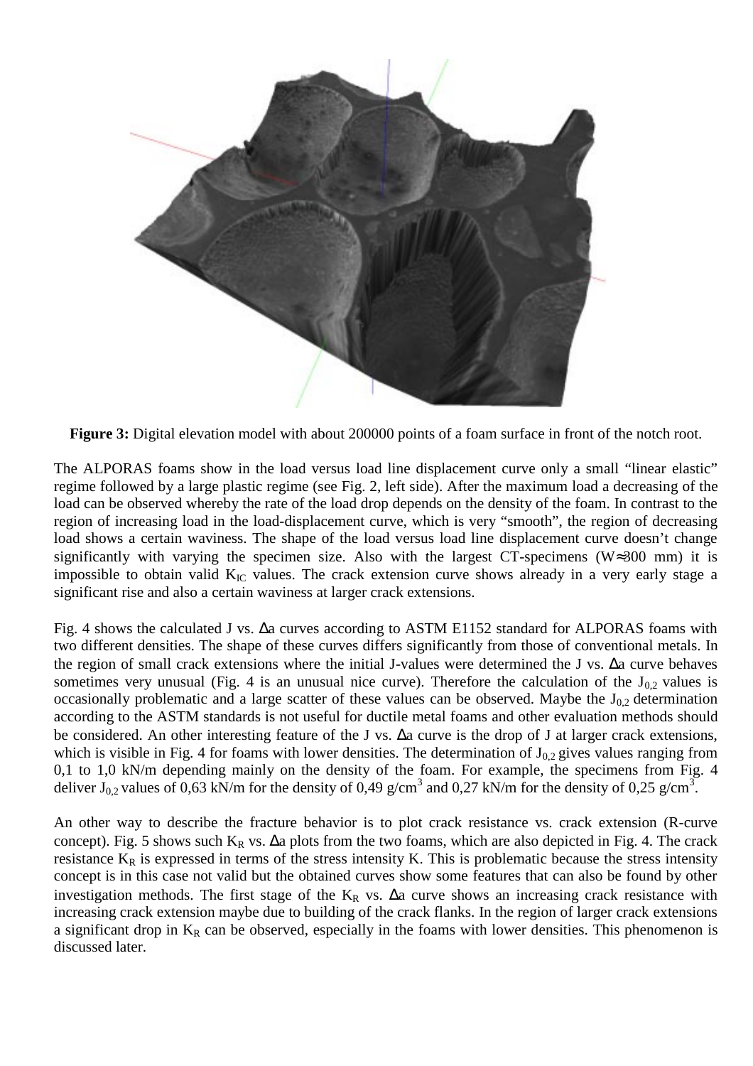**Figure 3:** Digital elevation model with about 200000 points of a foam surface in front of the notch root.

The ALPORAS foams show in the load versus load line displacement curve only a small "linear elastic" regime followed by a large plastic regime (see Fig. 2, left side). After the maximum load a decreasing of the load can be observed whereby the rate of the load drop depends on the density of the foam. In contrast to the region of increasing load in the load-displacement curve, which is very "smooth", the region of decreasing load shows a certain waviness. The shape of the load versus load line displacement curve doesn't change significantly with varying the specimen size. Also with the largest CT-specimens ($W \approx 300$ mm) it is impossible to obtain valid $K_{IC}$ values. The crack extension curve shows already in a very early stage a significant rise and also a certain waviness at larger crack extensions.

Fig. 4 shows the calculated J vs. $\Delta a$ curves according to ASTM E1152 standard for ALPORAS foams with two different densities. The shape of these curves differs significantly from those of conventional metals. In the region of small crack extensions where the initial J-values were determined the J vs. $\Delta a$ curve behaves sometimes very unusual (Fig. 4 is an unusual nice curve). Therefore the calculation of the $J_{0,2}$ values is occasionally problematic and a large scatter of these values can be observed. Maybe the $J_{0,2}$ determination according to the ASTM standards is not useful for ductile metal foams and other evaluation methods should be considered. An other interesting feature of the J vs. $\Delta a$ curve is the drop of J at larger crack extensions, which is visible in Fig. 4 for foams with lower densities. The determination of $J_{0,2}$ gives values ranging from 0,1 to 1,0 kN/m depending mainly on the density of the foam. For example, the specimens from Fig. 4 deliver $J_{0,2}$ values of 0,63 kN/m for the density of 0,49 g/cm$^3$ and 0,27 kN/m for the density of 0,25 g/cm$^3$.

An other way to describe the fracture behavior is to plot crack resistance vs. crack extension (R-curve concept). Fig. 5 shows such $K_R$ vs. $\Delta a$ plots from the two foams, which are also depicted in Fig. 4. The crack resistance $K_R$ is expressed in terms of the stress intensity K. This is problematic because the stress intensity concept is in this case not valid but the obtained curves show some features that can also be found by other investigation methods. The first stage of the $K_R$ vs. $\Delta a$ curve shows an increasing crack resistance with increasing crack extension maybe due to building of the crack flanks. In the region of larger crack extensions a significant drop in $K_R$ can be observed, especially in the foams with lower densities. This phenomenon is discussed later.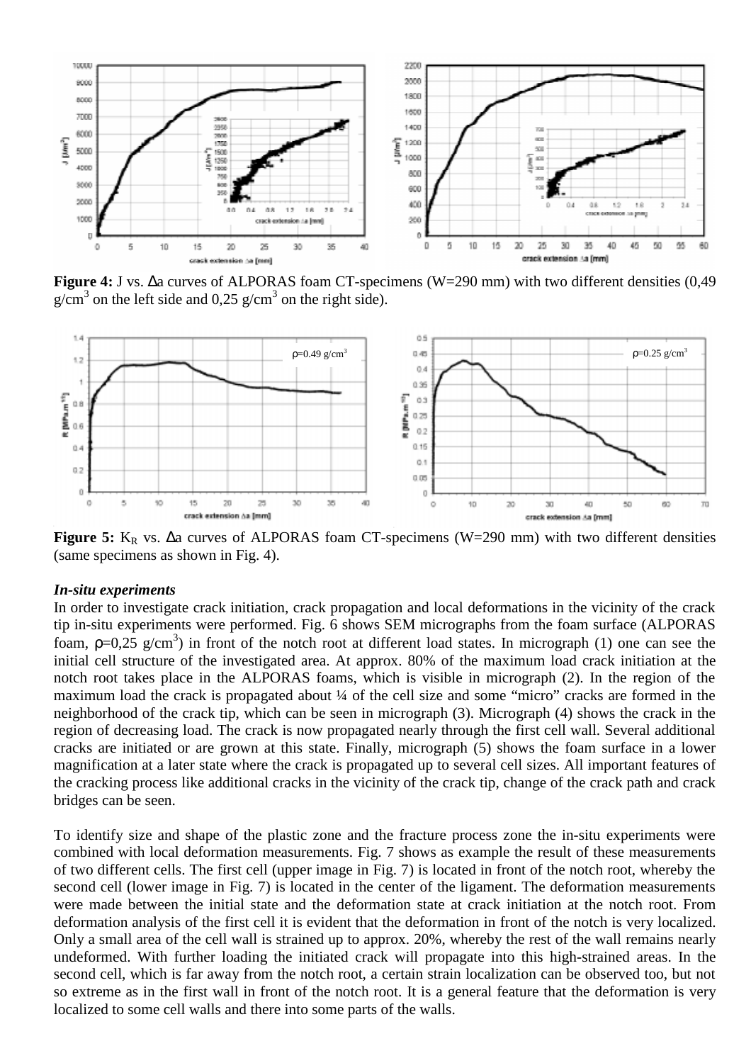**Figure 4:** J vs. Δa curves of ALPORAS foam CT-specimens (W=290 mm) with two different densities (0,49 g/cm$^3$ on the left side and 0,25 g/cm$^3$ on the right side).

**Figure 5:** $K_R$ vs. Δa curves of ALPORAS foam CT-specimens (W=290 mm) with two different densities (same specimens as shown in Fig. 4).

***In-situ experiments***

In order to investigate crack initiation, crack propagation and local deformations in the vicinity of the crack tip in-situ experiments were performed. Fig. 6 shows SEM micrographs from the foam surface (ALPORAS foam, ρ=0,25 g/cm$^3$) in front of the notch root at different load states. In micrograph (1) one can see the initial cell structure of the investigated area. At approx. 80% of the maximum load crack initiation at the notch root takes place in the ALPORAS foams, which is visible in micrograph (2). In the region of the maximum load the crack is propagated about ¼ of the cell size and some "micro" cracks are formed in the neighborhood of the crack tip, which can be seen in micrograph (3). Micrograph (4) shows the crack in the region of decreasing load. The crack is now propagated nearly through the first cell wall. Several additional cracks are initiated or are grown at this state. Finally, micrograph (5) shows the foam surface in a lower magnification at a later state where the crack is propagated up to several cell sizes. All important features of the cracking process like additional cracks in the vicinity of the crack tip, change of the crack path and crack bridges can be seen.

To identify size and shape of the plastic zone and the fracture process zone the in-situ experiments were combined with local deformation measurements. Fig. 7 shows as example the result of these measurements of two different cells. The first cell (upper image in Fig. 7) is located in front of the notch root, whereby the second cell (lower image in Fig. 7) is located in the center of the ligament. The deformation measurements were made between the initial state and the deformation state at crack initiation at the notch root. From deformation analysis of the first cell it is evident that the deformation in front of the notch is very localized. Only a small area of the cell wall is strained up to approx. 20%, whereby the rest of the wall remains nearly undeformed. With further loading the initiated crack will propagate into this high-strained areas. In the second cell, which is far away from the notch root, a certain strain localization can be observed too, but not so extreme as in the first wall in front of the notch root. It is a general feature that the deformation is very localized to some cell walls and there into some parts of the walls.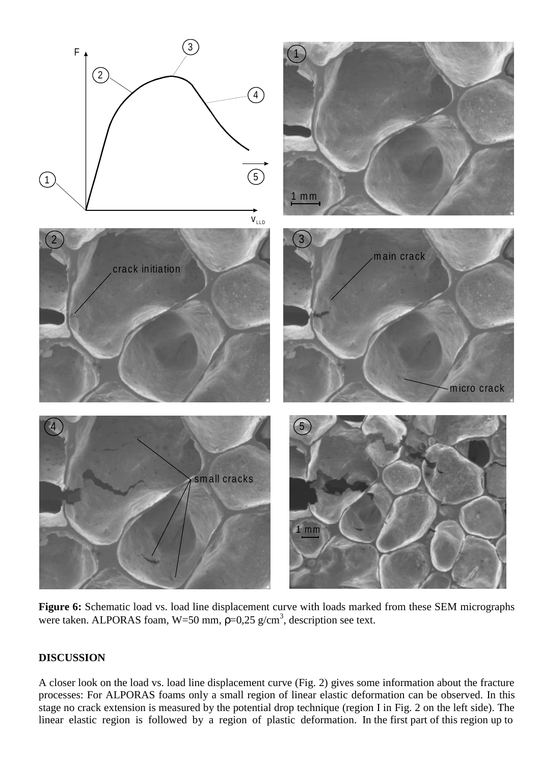**Figure 6:** Schematic load vs. load line displacement curve with loads marked from these SEM micrographs were taken. ALPORAS foam, W=50 mm, $\rho$=0,25 g/cm$^3$, description see text.

## DISCUSSION

A closer look on the load vs. load line displacement curve (Fig. 2) gives some information about the fracture processes: For ALPORAS foams only a small region of linear elastic deformation can be observed. In this stage no crack extension is measured by the potential drop technique (region I in Fig. 2 on the left side). The linear elastic region is followed by a region of plastic deformation. In the first part of this region up to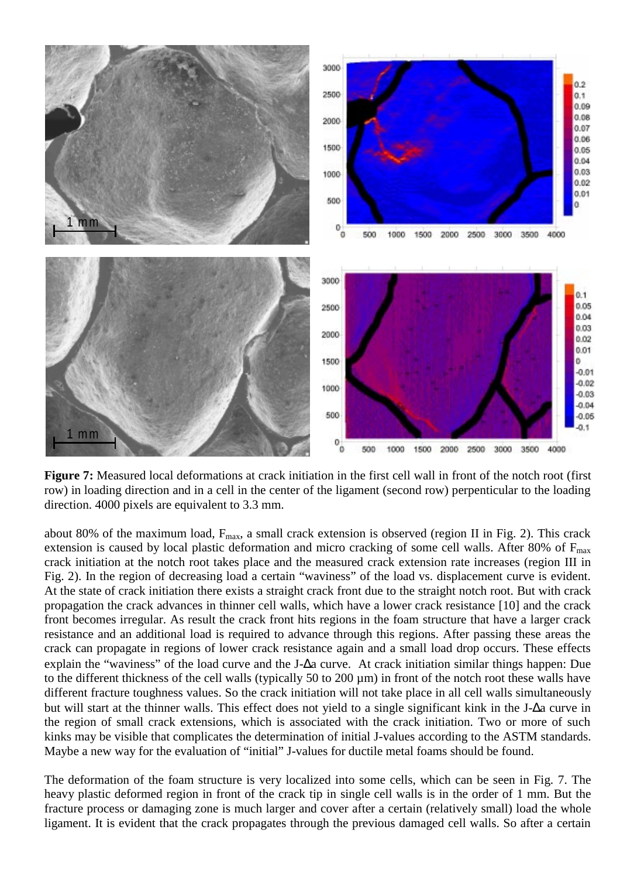**Figure 7:** Measured local deformations at crack initiation in the first cell wall in front of the notch root (first row) in loading direction and in a cell in the center of the ligament (second row) perpenticular to the loading direction. 4000 pixels are equivalent to 3.3 mm.

about 80% of the maximum load, $F_{max}$, a small crack extension is observed (region II in Fig. 2). This crack extension is caused by local plastic deformation and micro cracking of some cell walls. After 80% of $F_{max}$ crack initiation at the notch root takes place and the measured crack extension rate increases (region III in Fig. 2). In the region of decreasing load a certain "waviness" of the load vs. displacement curve is evident. At the state of crack initiation there exists a straight crack front due to the straight notch root. But with crack propagation the crack advances in thinner cell walls, which have a lower crack resistance [10] and the crack front becomes irregular. As result the crack front hits regions in the foam structure that have a larger crack resistance and an additional load is required to advance through this regions. After passing these areas the crack can propagate in regions of lower crack resistance again and a small load drop occurs. These effects explain the "waviness" of the load curve and the J-$\Delta$a curve. At crack initiation similar things happen: Due to the different thickness of the cell walls (typically 50 to 200 µm) in front of the notch root these walls have different fracture toughness values. So the crack initiation will not take place in all cell walls simultaneously but will start at the thinner walls. This effect does not yield to a single significant kink in the J-$\Delta$a curve in the region of small crack extensions, which is associated with the crack initiation. Two or more of such kinks may be visible that complicates the determination of initial J-values according to the ASTM standards. Maybe a new way for the evaluation of "initial" J-values for ductile metal foams should be found.

The deformation of the foam structure is very localized into some cells, which can be seen in Fig. 7. The heavy plastic deformed region in front of the crack tip in single cell walls is in the order of 1 mm. But the fracture process or damaging zone is much larger and cover after a certain (relatively small) load the whole ligament. It is evident that the crack propagates through the previous damaged cell walls. So after a certain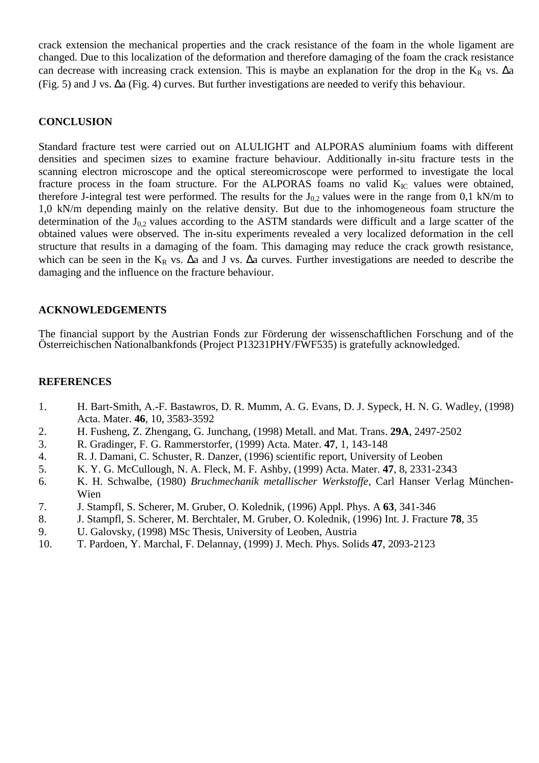crack extension the mechanical properties and the crack resistance of the foam in the whole ligament are changed. Due to this localization of the deformation and therefore damaging of the foam the crack resistance can decrease with increasing crack extension. This is maybe an explanation for the drop in the $K_R$ vs. $\Delta a$ (Fig. 5) and J vs. $\Delta a$ (Fig. 4) curves. But further investigations are needed to verify this behaviour.

## CONCLUSION

Standard fracture test were carried out on ALULIGHT and ALPORAS aluminium foams with different densities and specimen sizes to examine fracture behaviour. Additionally in-situ fracture tests in the scanning electron microscope and the optical stereomicroscope were performed to investigate the local fracture process in the foam structure. For the ALPORAS foams no valid $K_{IC}$ values were obtained, therefore J-integral test were performed. The results for the $J_{0,2}$ values were in the range from 0,1 kN/m to 1,0 kN/m depending mainly on the relative density. But due to the inhomogeneous foam structure the determination of the $J_{0,2}$ values according to the ASTM standards were difficult and a large scatter of the obtained values were observed. The in-situ experiments revealed a very localized deformation in the cell structure that results in a damaging of the foam. This damaging may reduce the crack growth resistance, which can be seen in the $K_R$ vs. $\Delta a$ and J vs. $\Delta a$ curves. Further investigations are needed to describe the damaging and the influence on the fracture behaviour.

## ACKNOWLEDGEMENTS

The financial support by the Austrian Fonds zur Förderung der wissenschaftlichen Forschung and of the Österreichischen Nationalbankfonds (Project P13231PHY/FWF535) is gratefully acknowledged.

## REFERENCES

1. H. Bart-Smith, A.-F. Bastawros, D. R. Mumm, A. G. Evans, D. J. Sypeck, H. N. G. Wadley, (1998) Acta. Mater. **46**, 10, 3583-3592
2. H. Fusheng, Z. Zhengang, G. Junchang, (1998) Metall. and Mat. Trans. **29A**, 2497-2502
3. R. Gradinger, F. G. Rammerstorfer, (1999) Acta. Mater. **47**, 1, 143-148
4. R. J. Damani, C. Schuster, R. Danzer, (1996) scientific report, University of Leoben
5. K. Y. G. McCullough, N. A. Fleck, M. F. Ashby, (1999) Acta. Mater. **47**, 8, 2331-2343
6. K. H. Schwalbe, (1980) *Bruchmechanik metallischer Werkstoffe*, Carl Hanser Verlag München-Wien
7. J. Stampfl, S. Scherer, M. Gruber, O. Kolednik, (1996) Appl. Phys. A **63**, 341-346
8. J. Stampfl, S. Scherer, M. Berchtaler, M. Gruber, O. Kolednik, (1996) Int. J. Fracture **78**, 35
9. U. Galovsky, (1998) MSc Thesis, University of Leoben, Austria
10. T. Pardoen, Y. Marchal, F. Delannay, (1999) J. Mech. Phys. Solids **47**, 2093-2123